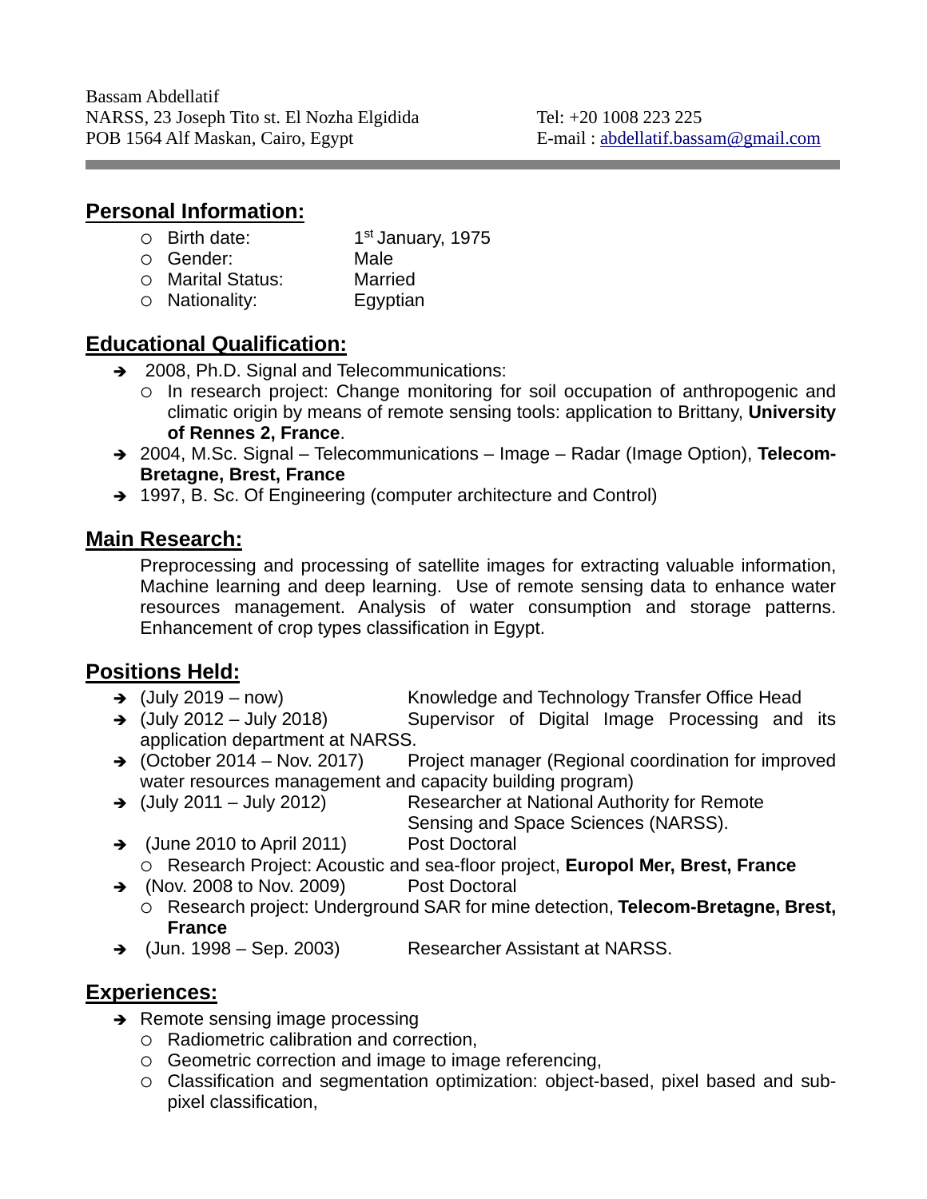Bassam Abdellatif
NARSS, 23 Joseph Tito st. El Nozha Elgidida
POB 1564 Alf Maskan, Cairo, Egypt

Tel: +20 1008 223 225
E-mail : abdellatif.bassam@gmail.com

---

## Personal Information:

- Birth date: 1st January, 1975
- Gender: Male
- Marital Status: Married
- Nationality: Egyptian

## Educational Qualification:

- 2008, Ph.D. Signal and Telecommunications:
  - In research project: Change monitoring for soil occupation of anthropogenic and climatic origin by means of remote sensing tools: application to Brittany, **University of Rennes 2, France**.
- 2004, M.Sc. Signal – Telecommunications – Image – Radar (Image Option), **Telecom-Bretagne, Brest, France**
- 1997, B. Sc. Of Engineering (computer architecture and Control)

## Main Research:

Preprocessing and processing of satellite images for extracting valuable information, Machine learning and deep learning. Use of remote sensing data to enhance water resources management. Analysis of water consumption and storage patterns. Enhancement of crop types classification in Egypt.

## Positions Held:

- (July 2019 – now) Knowledge and Technology Transfer Office Head
- (July 2012 – July 2018) Supervisor of Digital Image Processing and its application department at NARSS.
- (October 2014 – Nov. 2017) Project manager (Regional coordination for improved water resources management and capacity building program)
- (July 2011 – July 2012) Researcher at National Authority for Remote Sensing and Space Sciences (NARSS).
- (June 2010 to April 2011) Post Doctoral
  - Research Project: Acoustic and sea-floor project, **Europol Mer, Brest, France**
- (Nov. 2008 to Nov. 2009) Post Doctoral
  - Research project: Underground SAR for mine detection, **Telecom-Bretagne, Brest, France**
- (Jun. 1998 – Sep. 2003) Researcher Assistant at NARSS.

## Experiences:

- Remote sensing image processing
  - Radiometric calibration and correction,
  - Geometric correction and image to image referencing,
  - Classification and segmentation optimization: object-based, pixel based and sub-pixel classification,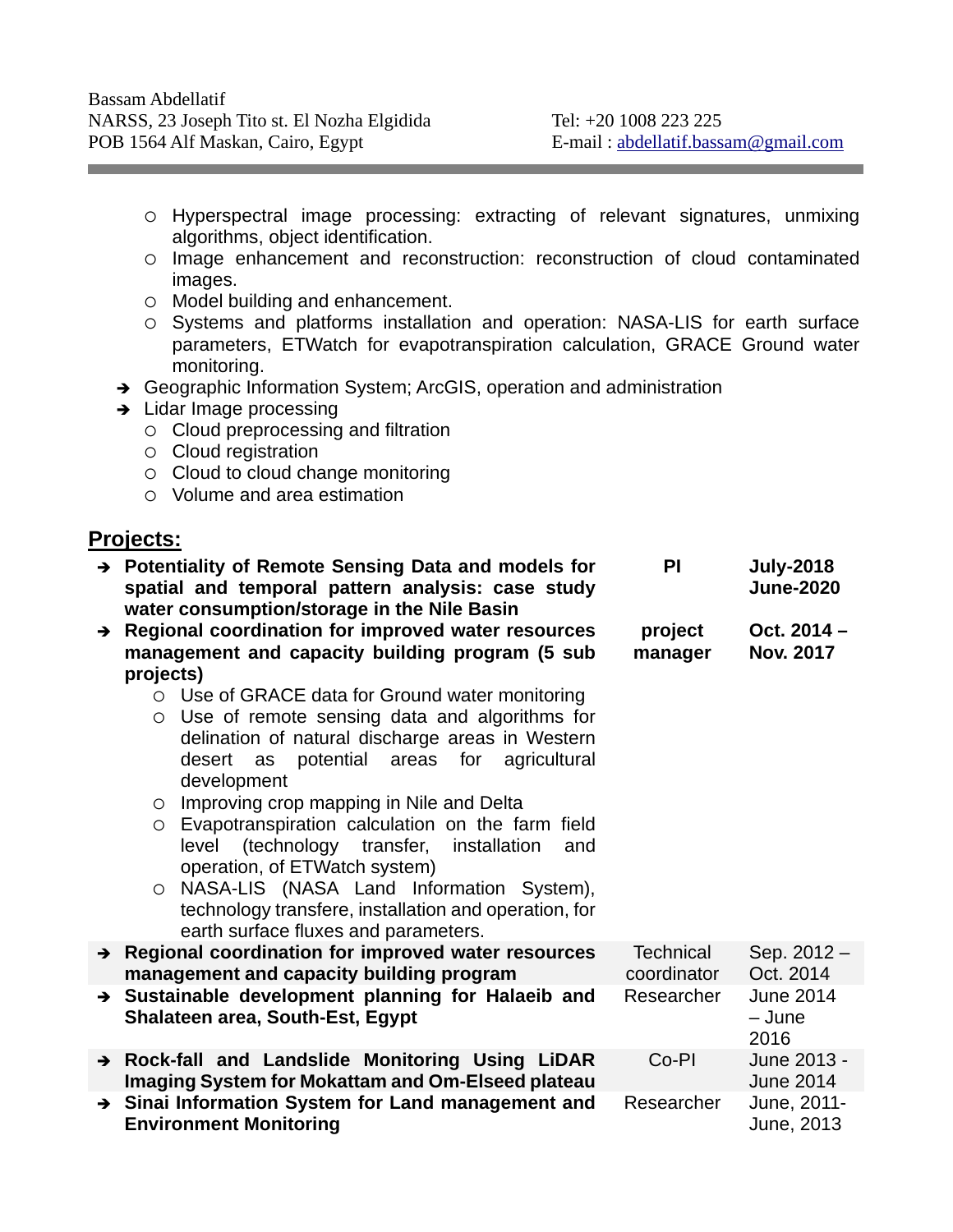Bassam Abdellatif
NARSS, 23 Joseph Tito st. El Nozha Elgidida
POB 1564 Alf Maskan, Cairo, Egypt

Tel: +20 1008 223 225
E-mail : abdellatif.bassam@gmail.com

---

- Hyperspectral image processing: extracting of relevant signatures, unmixing algorithms, object identification.
- Image enhancement and reconstruction: reconstruction of cloud contaminated images.
- Model building and enhancement.
- Systems and platforms installation and operation: NASA-LIS for earth surface parameters, ETWatch for evapotranspiration calculation, GRACE Ground water monitoring.

- Geographic Information System; ArcGIS, operation and administration
- Lidar Image processing
  - Cloud preprocessing and filtration
  - Cloud registration
  - Cloud to cloud change monitoring
  - Volume and area estimation

## Projects:

| Project | Role | Period |
|---|---|---|
| **Potentiality of Remote Sensing Data and models for spatial and temporal pattern analysis: case study water consumption/storage in the Nile Basin** | **PI** | **July-2018 June-2020** |
| **Regional coordination for improved water resources management and capacity building program (5 sub projects)**<br>○ Use of GRACE data for Ground water monitoring<br>○ Use of remote sensing data and algorithms for delination of natural discharge areas in Western desert as potential areas for agricultural development<br>○ Improving crop mapping in Nile and Delta<br>○ Evapotranspiration calculation on the farm field level (technology transfer, installation and operation, of ETWatch system)<br>○ NASA-LIS (NASA Land Information System), technology transfere, installation and operation, for earth surface fluxes and parameters. | **project manager** | **Oct. 2014 – Nov. 2017** |
| **Regional coordination for improved water resources management and capacity building program** | Technical coordinator | Sep. 2012 – Oct. 2014 |
| **Sustainable development planning for Halaeib and Shalateen area, South-Est, Egypt** | Researcher | June 2014 – June 2016 |
| **Rock-fall and Landslide Monitoring Using LiDAR Imaging System for Mokattam and Om-Elseed plateau** | Co-PI | June 2013 - June 2014 |
| **Sinai Information System for Land management and Environment Monitoring** | Researcher | June, 2011- June, 2013 |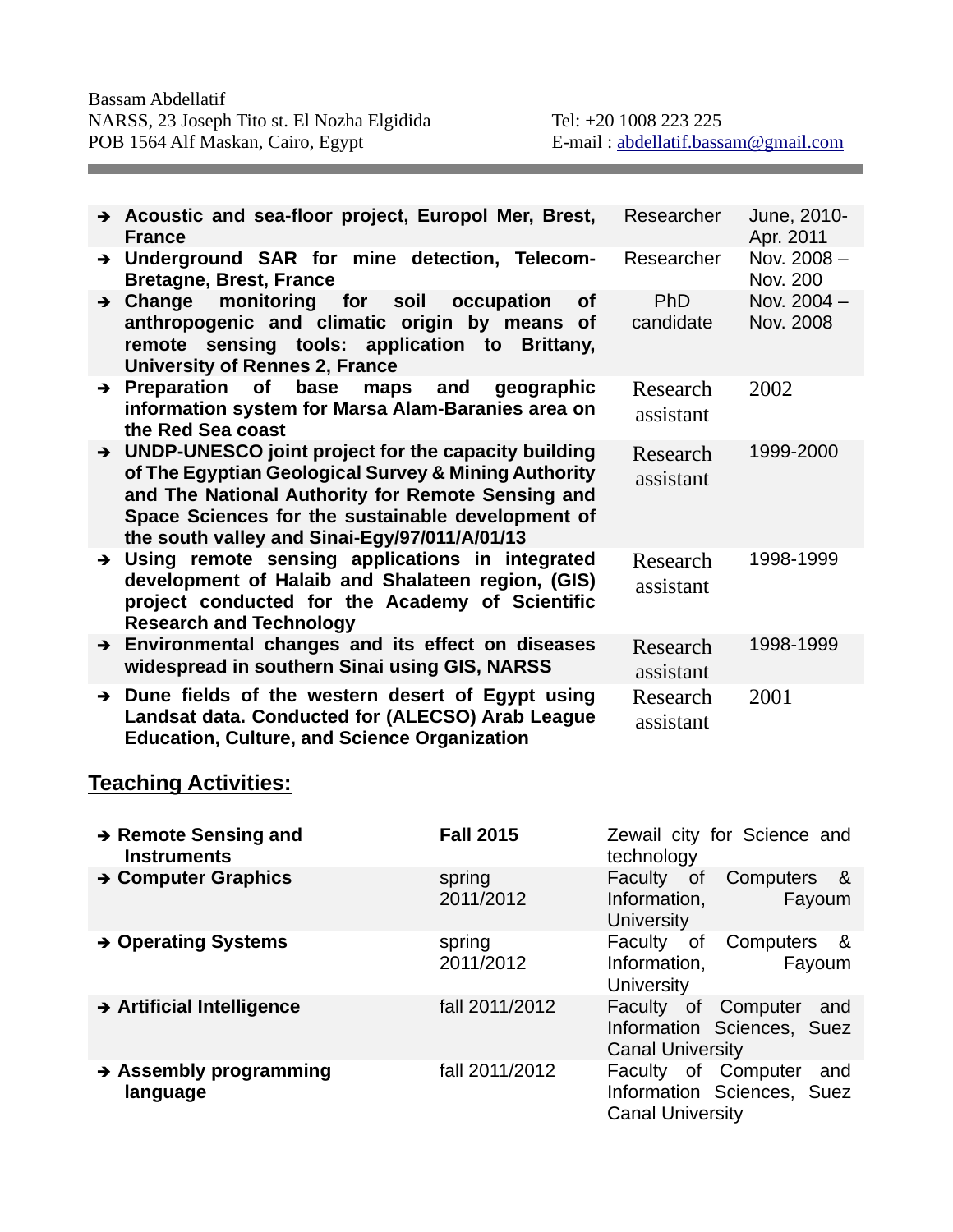Bassam Abdellatif
NARSS, 23 Joseph Tito st. El Nozha Elgidida
POB 1564 Alf Maskan, Cairo, Egypt

Tel: +20 1008 223 225
E-mail : abdellatif.bassam@gmail.com

| | | |
|---|---|---|
| ➔ **Acoustic and sea-floor project, Europol Mer, Brest, France** | Researcher | June, 2010-Apr. 2011 |
| ➔ **Underground SAR for mine detection, Telecom-Bretagne, Brest, France** | Researcher | Nov. 2008 – Nov. 200 |
| ➔ **Change monitoring for soil occupation of anthropogenic and climatic origin by means of remote sensing tools: application to Brittany, University of Rennes 2, France** | PhD candidate | Nov. 2004 – Nov. 2008 |
| ➔ **Preparation of base maps and geographic information system for Marsa Alam-Baranies area on the Red Sea coast** | Research assistant | 2002 |
| ➔ **UNDP-UNESCO joint project for the capacity building of The Egyptian Geological Survey & Mining Authority and The National Authority for Remote Sensing and Space Sciences for the sustainable development of the south valley and Sinai-Egy/97/011/A/01/13** | Research assistant | 1999-2000 |
| ➔ **Using remote sensing applications in integrated development of Halaib and Shalateen region, (GIS) project conducted for the Academy of Scientific Research and Technology** | Research assistant | 1998-1999 |
| ➔ **Environmental changes and its effect on diseases widespread in southern Sinai using GIS, NARSS** | Research assistant | 1998-1999 |
| ➔ **Dune fields of the western desert of Egypt using Landsat data. Conducted for (ALECSO) Arab League Education, Culture, and Science Organization** | Research assistant | 2001 |

## Teaching Activities:

| | | |
|---|---|---|
| ➔ **Remote Sensing and Instruments** | **Fall 2015** | Zewail city for Science and technology |
| ➔ **Computer Graphics** | spring 2011/2012 | Faculty of Computers & Information, Fayoum University |
| ➔ **Operating Systems** | spring 2011/2012 | Faculty of Computers & Information, Fayoum University |
| ➔ **Artificial Intelligence** | fall 2011/2012 | Faculty of Computer and Information Sciences, Suez Canal University |
| ➔ **Assembly programming language** | fall 2011/2012 | Faculty of Computer and Information Sciences, Suez Canal University |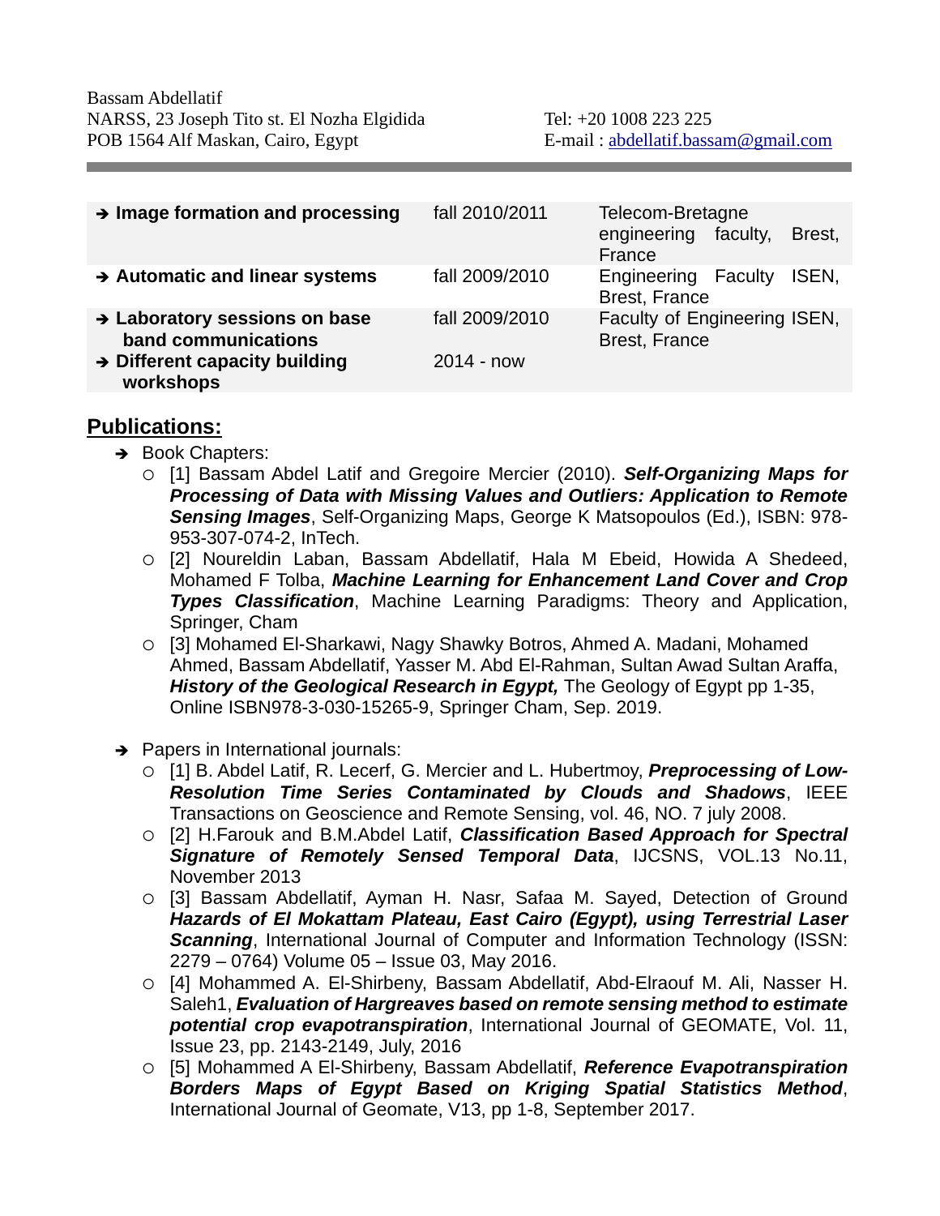Bassam Abdellatif
NARSS, 23 Joseph Tito st. El Nozha Elgidida
POB 1564 Alf Maskan, Cairo, Egypt

Tel: +20 1008 223 225
E-mail : abdellatif.bassam@gmail.com

| | | |
|---|---|---|
| ➔ **Image formation and processing** | fall 2010/2011 | Telecom-Bretagne engineering faculty, Brest, France |
| ➔ **Automatic and linear systems** | fall 2009/2010 | Engineering Faculty ISEN, Brest, France |
| ➔ **Laboratory sessions on base band communications** | fall 2009/2010 | Faculty of Engineering ISEN, Brest, France |
| ➔ **Different capacity building workshops** | 2014 - now | |

## Publications:

- Book Chapters:
  - [1] Bassam Abdel Latif and Gregoire Mercier (2010). ***Self-Organizing Maps for Processing of Data with Missing Values and Outliers: Application to Remote Sensing Images***, Self-Organizing Maps, George K Matsopoulos (Ed.), ISBN: 978-953-307-074-2, InTech.
  - [2] Noureldin Laban, Bassam Abdellatif, Hala M Ebeid, Howida A Shedeed, Mohamed F Tolba, ***Machine Learning for Enhancement Land Cover and Crop Types Classification***, Machine Learning Paradigms: Theory and Application, Springer, Cham
  - [3] Mohamed El-Sharkawi, Nagy Shawky Botros, Ahmed A. Madani, Mohamed Ahmed, Bassam Abdellatif, Yasser M. Abd El-Rahman, Sultan Awad Sultan Araffa, ***History of the Geological Research in Egypt,*** The Geology of Egypt pp 1-35, Online ISBN978-3-030-15265-9, Springer Cham, Sep. 2019.

- Papers in International journals:
  - [1] B. Abdel Latif, R. Lecerf, G. Mercier and L. Hubertmoy, ***Preprocessing of Low-Resolution Time Series Contaminated by Clouds and Shadows***, IEEE Transactions on Geoscience and Remote Sensing, vol. 46, NO. 7 july 2008.
  - [2] H.Farouk and B.M.Abdel Latif, ***Classification Based Approach for Spectral Signature of Remotely Sensed Temporal Data***, IJCSNS, VOL.13 No.11, November 2013
  - [3] Bassam Abdellatif, Ayman H. Nasr, Safaa M. Sayed, Detection of Ground ***Hazards of El Mokattam Plateau, East Cairo (Egypt), using Terrestrial Laser Scanning***, International Journal of Computer and Information Technology (ISSN: 2279 – 0764) Volume 05 – Issue 03, May 2016.
  - [4] Mohammed A. El-Shirbeny, Bassam Abdellatif, Abd-Elraouf M. Ali, Nasser H. Saleh1, ***Evaluation of Hargreaves based on remote sensing method to estimate potential crop evapotranspiration***, International Journal of GEOMATE, Vol. 11, Issue 23, pp. 2143-2149, July, 2016
  - [5] Mohammed A El-Shirbeny, Bassam Abdellatif, ***Reference Evapotranspiration Borders Maps of Egypt Based on Kriging Spatial Statistics Method***, International Journal of Geomate, V13, pp 1-8, September 2017.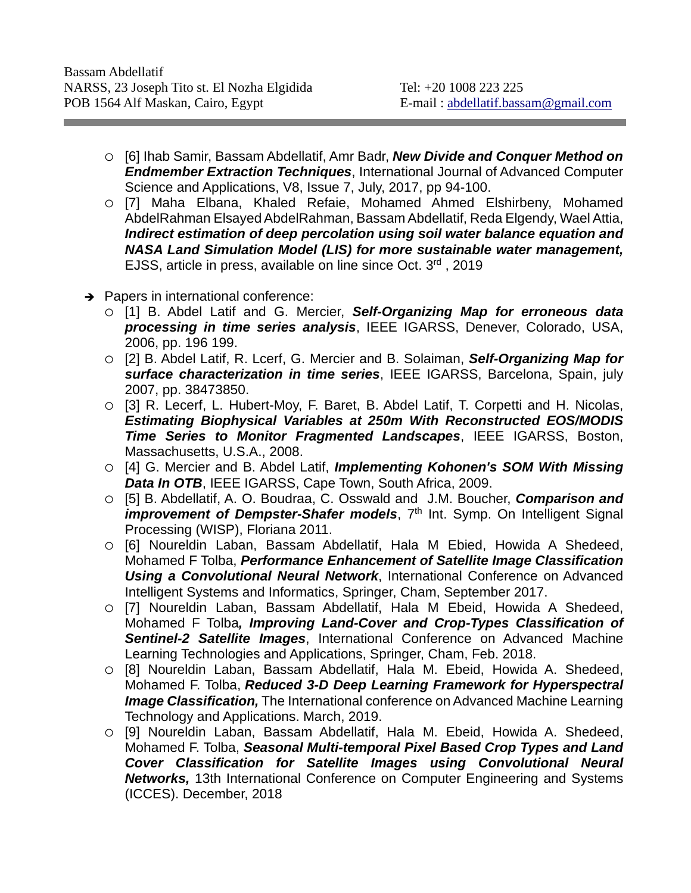- [6] Ihab Samir, Bassam Abdellatif, Amr Badr, ***New Divide and Conquer Method on Endmember Extraction Techniques***, International Journal of Advanced Computer Science and Applications, V8, Issue 7, July, 2017, pp 94-100.
- [7] Maha Elbana, Khaled Refaie, Mohamed Ahmed Elshirbeny, Mohamed AbdelRahman Elsayed AbdelRahman, Bassam Abdellatif, Reda Elgendy, Wael Attia, ***Indirect estimation of deep percolation using soil water balance equation and NASA Land Simulation Model (LIS) for more sustainable water management,*** EJSS, article in press, available on line since Oct. 3rd , 2019

➔ Papers in international conference:

- [1] B. Abdel Latif and G. Mercier, ***Self-Organizing Map for erroneous data processing in time series analysis***, IEEE IGARSS, Denever, Colorado, USA, 2006, pp. 196 199.
- [2] B. Abdel Latif, R. Lcerf, G. Mercier and B. Solaiman, ***Self-Organizing Map for surface characterization in time series***, IEEE IGARSS, Barcelona, Spain, july 2007, pp. 38473850.
- [3] R. Lecerf, L. Hubert-Moy, F. Baret, B. Abdel Latif, T. Corpetti and H. Nicolas, ***Estimating Biophysical Variables at 250m With Reconstructed EOS/MODIS Time Series to Monitor Fragmented Landscapes***, IEEE IGARSS, Boston, Massachusetts, U.S.A., 2008.
- [4] G. Mercier and B. Abdel Latif, ***Implementing Kohonen's SOM With Missing Data In OTB***, IEEE IGARSS, Cape Town, South Africa, 2009.
- [5] B. Abdellatif, A. O. Boudraa, C. Osswald and J.M. Boucher, ***Comparison and improvement of Dempster-Shafer models***, 7th Int. Symp. On Intelligent Signal Processing (WISP), Floriana 2011.
- [6] Noureldin Laban, Bassam Abdellatif, Hala M Ebied, Howida A Shedeed, Mohamed F Tolba, ***Performance Enhancement of Satellite Image Classification Using a Convolutional Neural Network***, International Conference on Advanced Intelligent Systems and Informatics, Springer, Cham, September 2017.
- [7] Noureldin Laban, Bassam Abdellatif, Hala M Ebeid, Howida A Shedeed, Mohamed F Tolba***, Improving Land-Cover and Crop-Types Classification of Sentinel-2 Satellite Images***, International Conference on Advanced Machine Learning Technologies and Applications, Springer, Cham, Feb. 2018.
- [8] Noureldin Laban, Bassam Abdellatif, Hala M. Ebeid, Howida A. Shedeed, Mohamed F. Tolba, ***Reduced 3-D Deep Learning Framework for Hyperspectral Image Classification,*** The International conference on Advanced Machine Learning Technology and Applications. March, 2019.
- [9] Noureldin Laban, Bassam Abdellatif, Hala M. Ebeid, Howida A. Shedeed, Mohamed F. Tolba, ***Seasonal Multi-temporal Pixel Based Crop Types and Land Cover Classification for Satellite Images using Convolutional Neural Networks,*** 13th International Conference on Computer Engineering and Systems (ICCES). December, 2018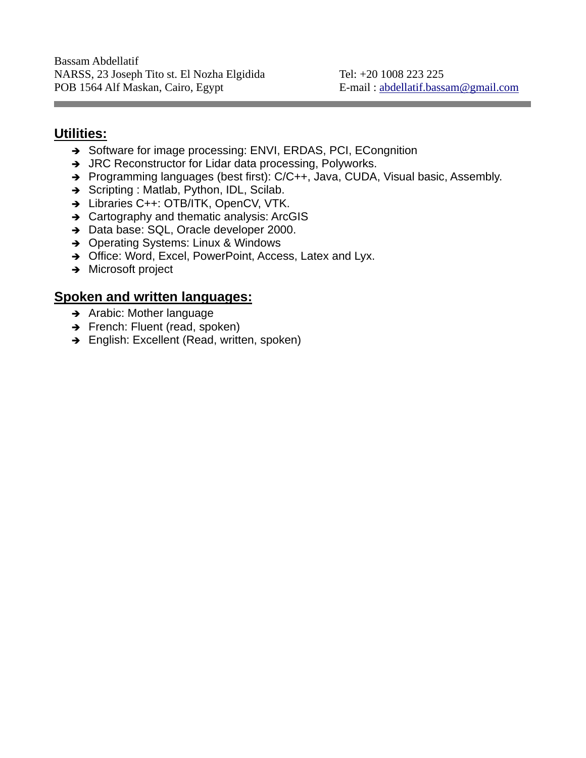Bassam Abdellatif
NARSS, 23 Joseph Tito st. El Nozha Elgidida
POB 1564 Alf Maskan, Cairo, Egypt

Tel: +20 1008 223 225
E-mail : abdellatif.bassam@gmail.com

## Utilities:

- Software for image processing: ENVI, ERDAS, PCI, ECongnition
- JRC Reconstructor for Lidar data processing, Polyworks.
- Programming languages (best first): C/C++, Java, CUDA, Visual basic, Assembly.
- Scripting : Matlab, Python, IDL, Scilab.
- Libraries C++: OTB/ITK, OpenCV, VTK.
- Cartography and thematic analysis: ArcGIS
- Data base: SQL, Oracle developer 2000.
- Operating Systems: Linux & Windows
- Office: Word, Excel, PowerPoint, Access, Latex and Lyx.
- Microsoft project

## Spoken and written languages:

- Arabic: Mother language
- French: Fluent (read, spoken)
- English: Excellent (Read, written, spoken)